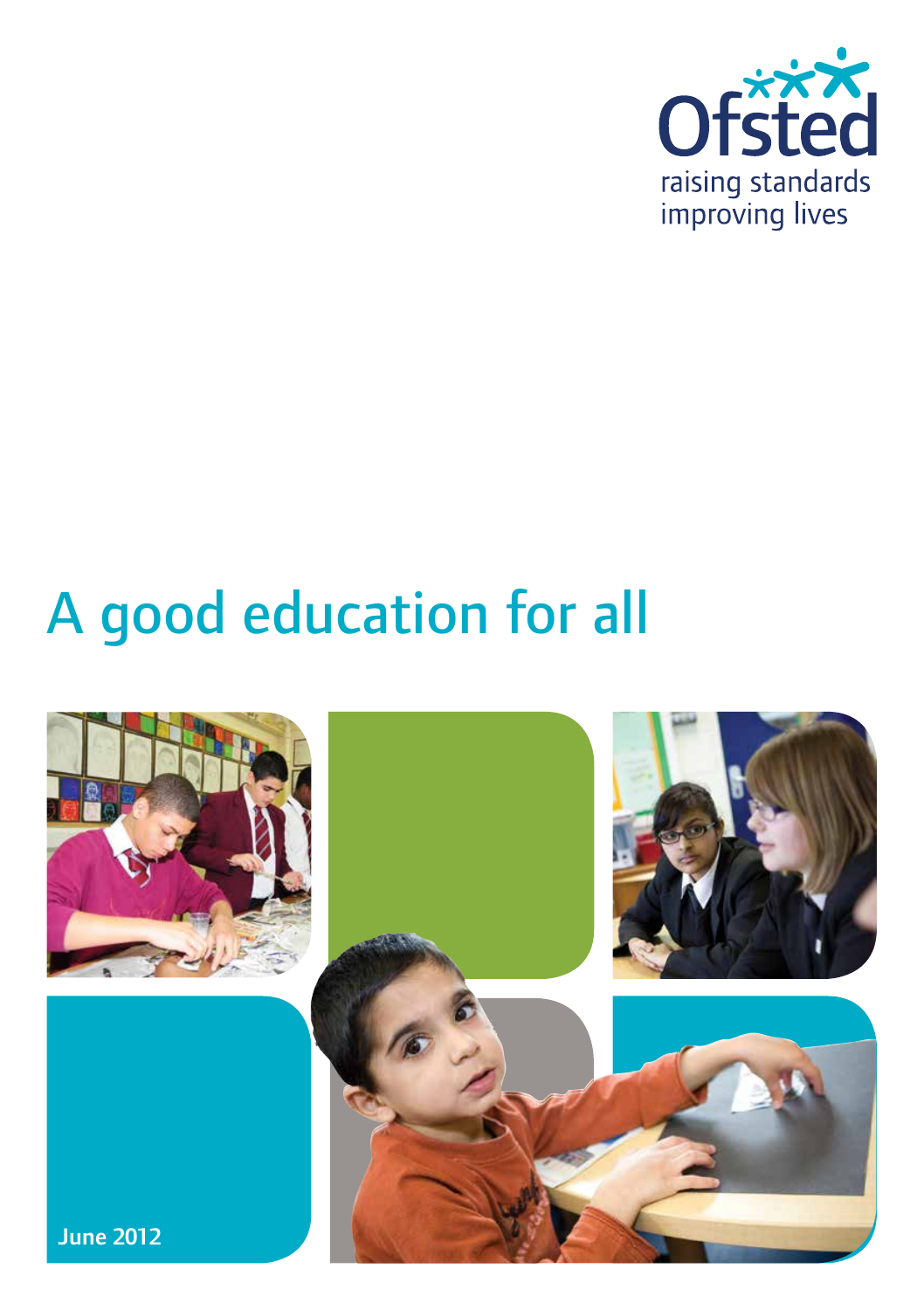Ofsted

raising standards
improving lives

# A good education for all

June 2012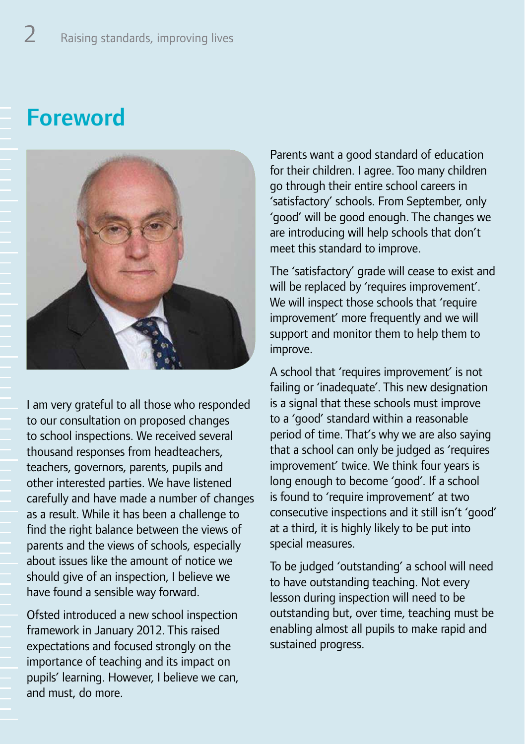# Foreword

I am very grateful to all those who responded to our consultation on proposed changes to school inspections. We received several thousand responses from headteachers, teachers, governors, parents, pupils and other interested parties. We have listened carefully and have made a number of changes as a result. While it has been a challenge to find the right balance between the views of parents and the views of schools, especially about issues like the amount of notice we should give of an inspection, I believe we have found a sensible way forward.

Ofsted introduced a new school inspection framework in January 2012. This raised expectations and focused strongly on the importance of teaching and its impact on pupils' learning. However, I believe we can, and must, do more.

Parents want a good standard of education for their children. I agree. Too many children go through their entire school careers in 'satisfactory' schools. From September, only 'good' will be good enough. The changes we are introducing will help schools that don't meet this standard to improve.

The 'satisfactory' grade will cease to exist and will be replaced by 'requires improvement'. We will inspect those schools that 'require improvement' more frequently and we will support and monitor them to help them to improve.

A school that 'requires improvement' is not failing or 'inadequate'. This new designation is a signal that these schools must improve to a 'good' standard within a reasonable period of time. That's why we are also saying that a school can only be judged as 'requires improvement' twice. We think four years is long enough to become 'good'. If a school is found to 'require improvement' at two consecutive inspections and it still isn't 'good' at a third, it is highly likely to be put into special measures.

To be judged 'outstanding' a school will need to have outstanding teaching. Not every lesson during inspection will need to be outstanding but, over time, teaching must be enabling almost all pupils to make rapid and sustained progress.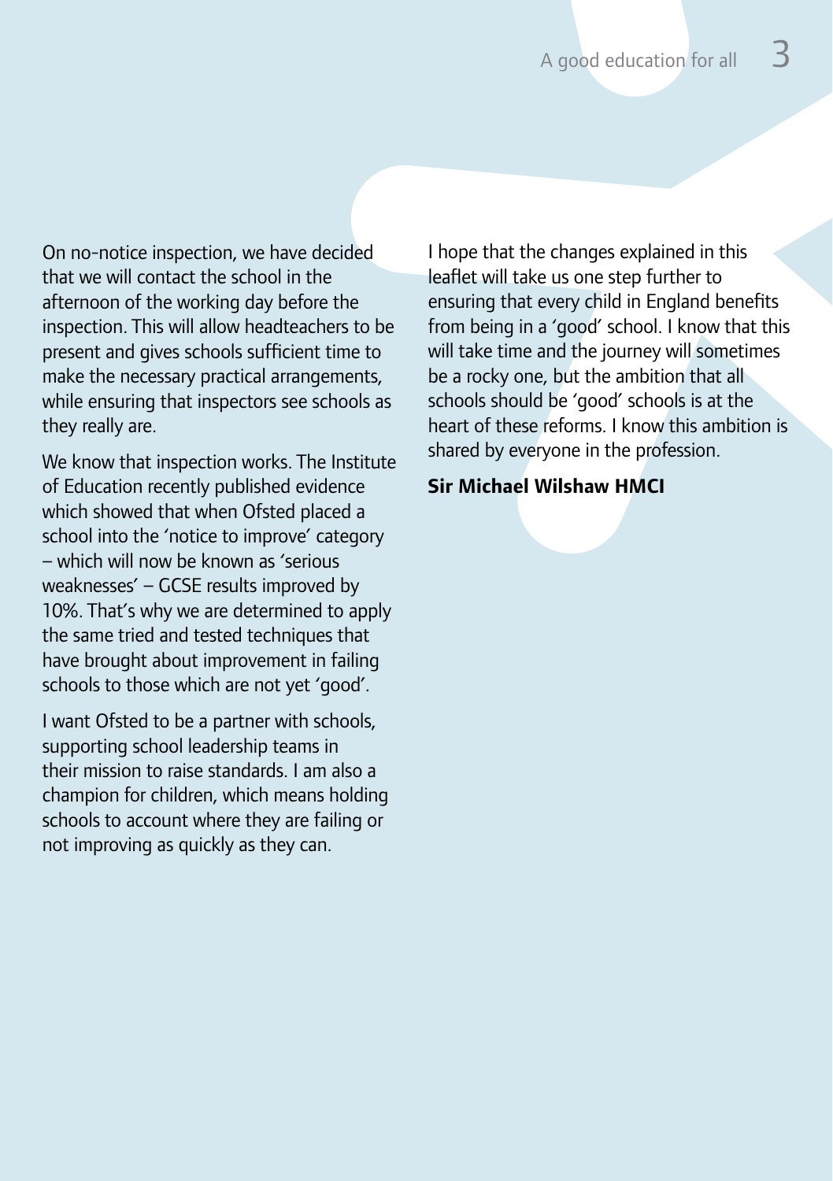On no-notice inspection, we have decided that we will contact the school in the afternoon of the working day before the inspection. This will allow headteachers to be present and gives schools sufficient time to make the necessary practical arrangements, while ensuring that inspectors see schools as they really are.

We know that inspection works. The Institute of Education recently published evidence which showed that when Ofsted placed a school into the 'notice to improve' category – which will now be known as 'serious weaknesses' – GCSE results improved by 10%. That's why we are determined to apply the same tried and tested techniques that have brought about improvement in failing schools to those which are not yet 'good'.

I want Ofsted to be a partner with schools, supporting school leadership teams in their mission to raise standards. I am also a champion for children, which means holding schools to account where they are failing or not improving as quickly as they can.

I hope that the changes explained in this leaflet will take us one step further to ensuring that every child in England benefits from being in a 'good' school. I know that this will take time and the journey will sometimes be a rocky one, but the ambition that all schools should be 'good' schools is at the heart of these reforms. I know this ambition is shared by everyone in the profession.

**Sir Michael Wilshaw HMCI**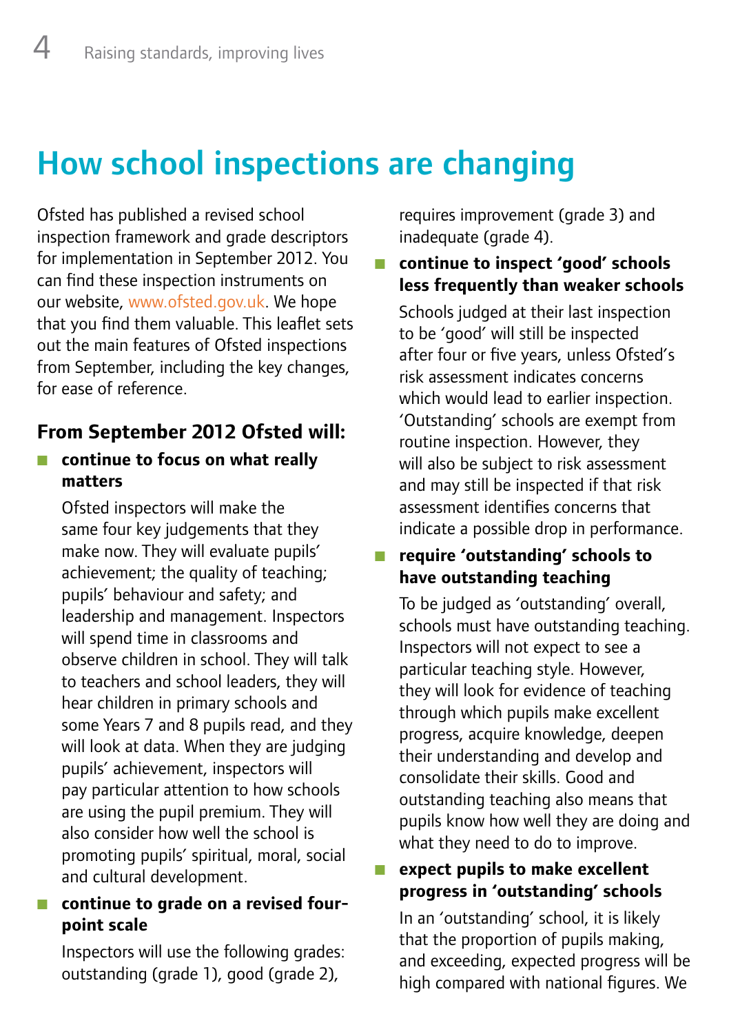# How school inspections are changing

Ofsted has published a revised school inspection framework and grade descriptors for implementation in September 2012. You can find these inspection instruments on our website, www.ofsted.gov.uk. We hope that you find them valuable. This leaflet sets out the main features of Ofsted inspections from September, including the key changes, for ease of reference.

## From September 2012 Ofsted will:

- **continue to focus on what really matters**

  Ofsted inspectors will make the same four key judgements that they make now. They will evaluate pupils' achievement; the quality of teaching; pupils' behaviour and safety; and leadership and management. Inspectors will spend time in classrooms and observe children in school. They will talk to teachers and school leaders, they will hear children in primary schools and some Years 7 and 8 pupils read, and they will look at data. When they are judging pupils' achievement, inspectors will pay particular attention to how schools are using the pupil premium. They will also consider how well the school is promoting pupils' spiritual, moral, social and cultural development.

- **continue to grade on a revised four-point scale**

  Inspectors will use the following grades: outstanding (grade 1), good (grade 2), requires improvement (grade 3) and inadequate (grade 4).

- **continue to inspect 'good' schools less frequently than weaker schools**

  Schools judged at their last inspection to be 'good' will still be inspected after four or five years, unless Ofsted's risk assessment indicates concerns which would lead to earlier inspection. 'Outstanding' schools are exempt from routine inspection. However, they will also be subject to risk assessment and may still be inspected if that risk assessment identifies concerns that indicate a possible drop in performance.

- **require 'outstanding' schools to have outstanding teaching**

  To be judged as 'outstanding' overall, schools must have outstanding teaching. Inspectors will not expect to see a particular teaching style. However, they will look for evidence of teaching through which pupils make excellent progress, acquire knowledge, deepen their understanding and develop and consolidate their skills. Good and outstanding teaching also means that pupils know how well they are doing and what they need to do to improve.

- **expect pupils to make excellent progress in 'outstanding' schools**

  In an 'outstanding' school, it is likely that the proportion of pupils making, and exceeding, expected progress will be high compared with national figures. We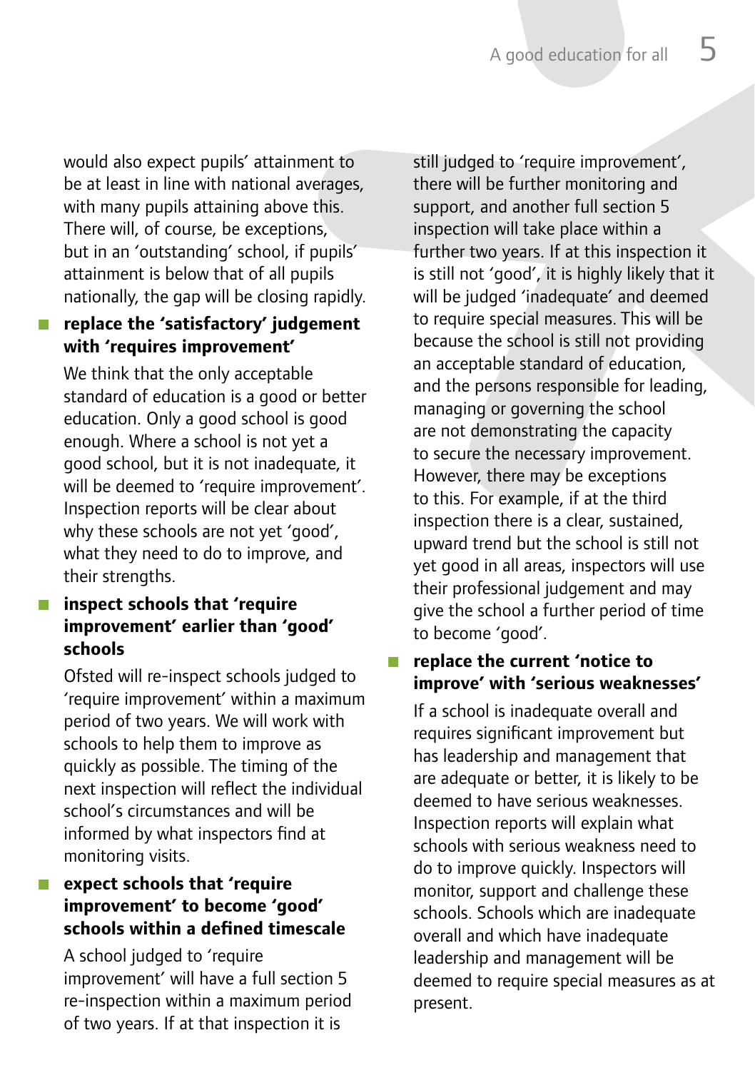would also expect pupils' attainment to be at least in line with national averages, with many pupils attaining above this. There will, of course, be exceptions, but in an 'outstanding' school, if pupils' attainment is below that of all pupils nationally, the gap will be closing rapidly.

- **replace the 'satisfactory' judgement with 'requires improvement'**

  We think that the only acceptable standard of education is a good or better education. Only a good school is good enough. Where a school is not yet a good school, but it is not inadequate, it will be deemed to 'require improvement'. Inspection reports will be clear about why these schools are not yet 'good', what they need to do to improve, and their strengths.

- **inspect schools that 'require improvement' earlier than 'good' schools**

  Ofsted will re-inspect schools judged to 'require improvement' within a maximum period of two years. We will work with schools to help them to improve as quickly as possible. The timing of the next inspection will reflect the individual school's circumstances and will be informed by what inspectors find at monitoring visits.

- **expect schools that 'require improvement' to become 'good' schools within a defined timescale**

  A school judged to 'require improvement' will have a full section 5 re-inspection within a maximum period of two years. If at that inspection it is still judged to 'require improvement', there will be further monitoring and support, and another full section 5 inspection will take place within a further two years. If at this inspection it is still not 'good', it is highly likely that it will be judged 'inadequate' and deemed to require special measures. This will be because the school is still not providing an acceptable standard of education, and the persons responsible for leading, managing or governing the school are not demonstrating the capacity to secure the necessary improvement. However, there may be exceptions to this. For example, if at the third inspection there is a clear, sustained, upward trend but the school is still not yet good in all areas, inspectors will use their professional judgement and may give the school a further period of time to become 'good'.

- **replace the current 'notice to improve' with 'serious weaknesses'**

  If a school is inadequate overall and requires significant improvement but has leadership and management that are adequate or better, it is likely to be deemed to have serious weaknesses. Inspection reports will explain what schools with serious weakness need to do to improve quickly. Inspectors will monitor, support and challenge these schools. Schools which are inadequate overall and which have inadequate leadership and management will be deemed to require special measures as at present.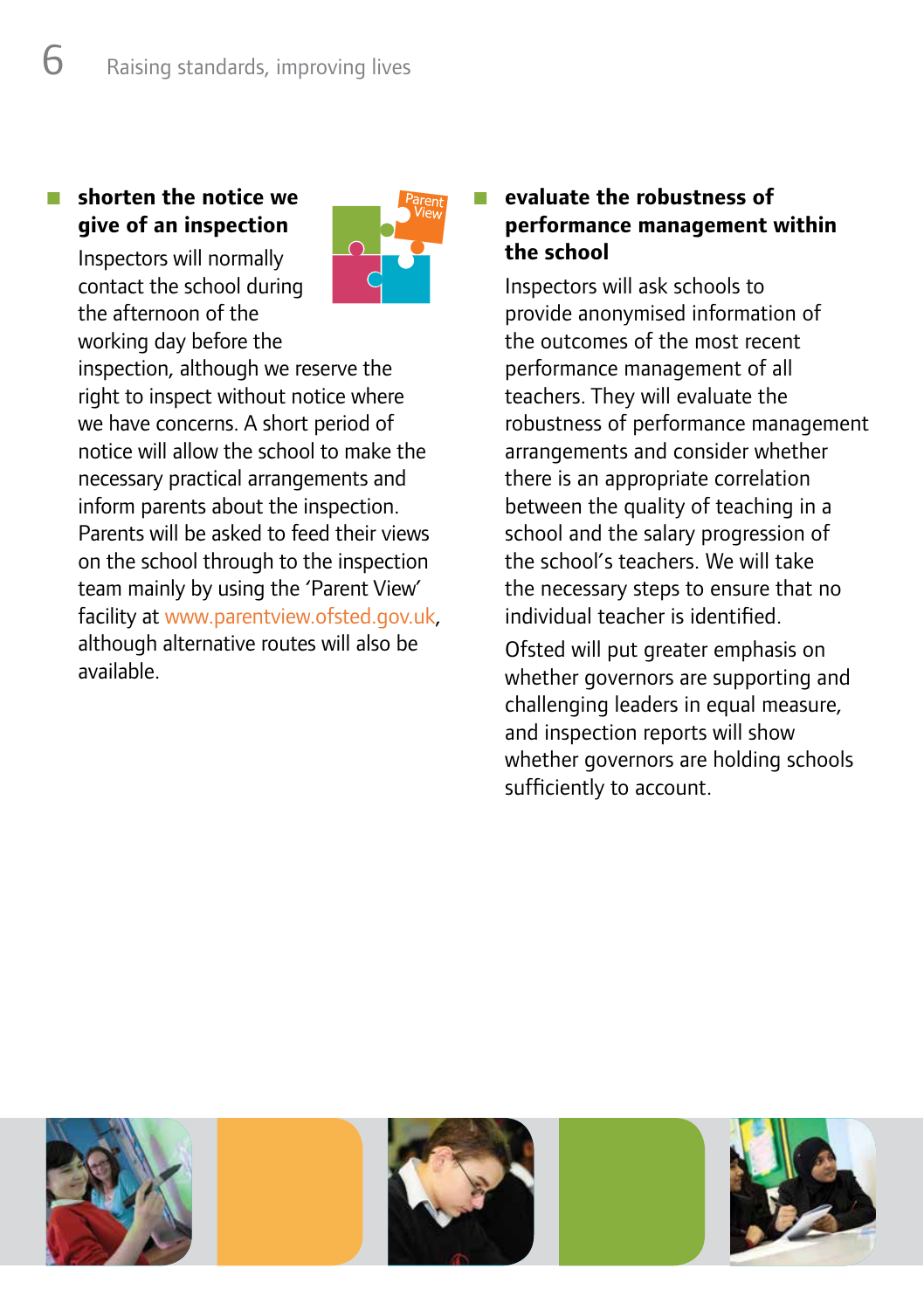- **shorten the notice we give of an inspection**

  Inspectors will normally contact the school during the afternoon of the working day before the inspection, although we reserve the right to inspect without notice where we have concerns. A short period of notice will allow the school to make the necessary practical arrangements and inform parents about the inspection. Parents will be asked to feed their views on the school through to the inspection team mainly by using the 'Parent View' facility at www.parentview.ofsted.gov.uk, although alternative routes will also be available.

- **evaluate the robustness of performance management within the school**

  Inspectors will ask schools to provide anonymised information of the outcomes of the most recent performance management of all teachers. They will evaluate the robustness of performance management arrangements and consider whether there is an appropriate correlation between the quality of teaching in a school and the salary progression of the school's teachers. We will take the necessary steps to ensure that no individual teacher is identified.

  Ofsted will put greater emphasis on whether governors are supporting and challenging leaders in equal measure, and inspection reports will show whether governors are holding schools sufficiently to account.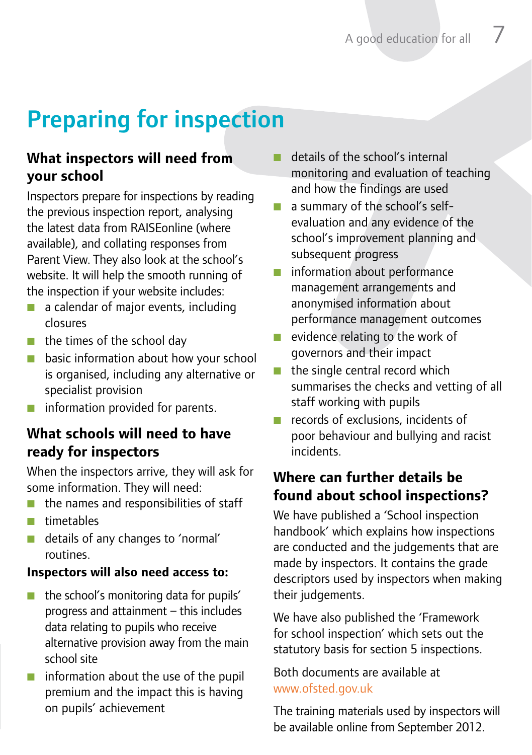# Preparing for inspection

## What inspectors will need from your school

Inspectors prepare for inspections by reading the previous inspection report, analysing the latest data from RAISEonline (where available), and collating responses from Parent View. They also look at the school's website. It will help the smooth running of the inspection if your website includes:

- a calendar of major events, including closures
- the times of the school day
- basic information about how your school is organised, including any alternative or specialist provision
- information provided for parents.

## What schools will need to have ready for inspectors

When the inspectors arrive, they will ask for some information. They will need:

- the names and responsibilities of staff
- timetables
- details of any changes to 'normal' routines.

**Inspectors will also need access to:**

- the school's monitoring data for pupils' progress and attainment – this includes data relating to pupils who receive alternative provision away from the main school site
- information about the use of the pupil premium and the impact this is having on pupils' achievement
- details of the school's internal monitoring and evaluation of teaching and how the findings are used
- a summary of the school's self-evaluation and any evidence of the school's improvement planning and subsequent progress
- information about performance management arrangements and anonymised information about performance management outcomes
- evidence relating to the work of governors and their impact
- the single central record which summarises the checks and vetting of all staff working with pupils
- records of exclusions, incidents of poor behaviour and bullying and racist incidents.

## Where can further details be found about school inspections?

We have published a 'School inspection handbook' which explains how inspections are conducted and the judgements that are made by inspectors. It contains the grade descriptors used by inspectors when making their judgements.

We have also published the 'Framework for school inspection' which sets out the statutory basis for section 5 inspections.

Both documents are available at www.ofsted.gov.uk

The training materials used by inspectors will be available online from September 2012.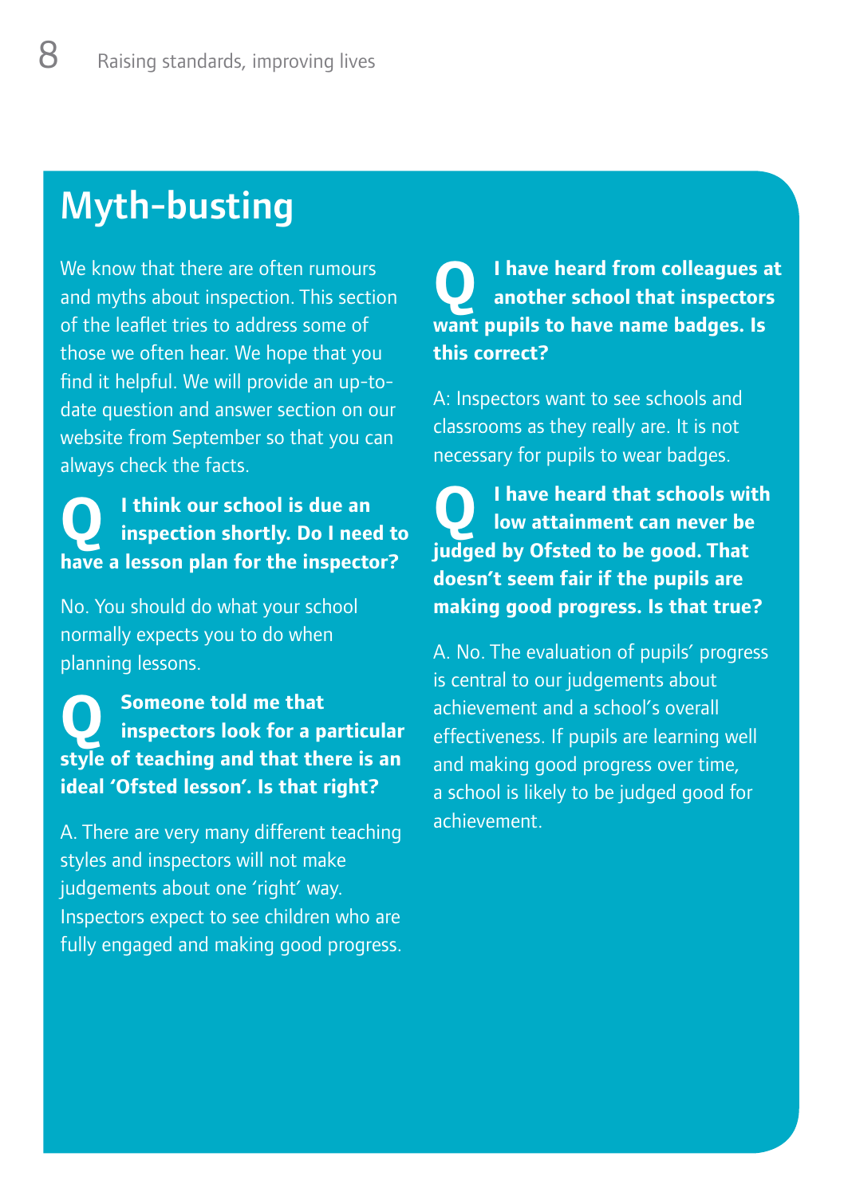# Myth-busting

We know that there are often rumours and myths about inspection. This section of the leaflet tries to address some of those we often hear. We hope that you find it helpful. We will provide an up-to-date question and answer section on our website from September so that you can always check the facts.

**Q I think our school is due an inspection shortly. Do I need to have a lesson plan for the inspector?**

No. You should do what your school normally expects you to do when planning lessons.

**Q Someone told me that inspectors look for a particular style of teaching and that there is an ideal 'Ofsted lesson'. Is that right?**

A. There are very many different teaching styles and inspectors will not make judgements about one 'right' way. Inspectors expect to see children who are fully engaged and making good progress.

**Q I have heard from colleagues at another school that inspectors want pupils to have name badges. Is this correct?**

A: Inspectors want to see schools and classrooms as they really are. It is not necessary for pupils to wear badges.

**Q I have heard that schools with low attainment can never be judged by Ofsted to be good. That doesn't seem fair if the pupils are making good progress. Is that true?**

A. No. The evaluation of pupils' progress is central to our judgements about achievement and a school's overall effectiveness. If pupils are learning well and making good progress over time, a school is likely to be judged good for achievement.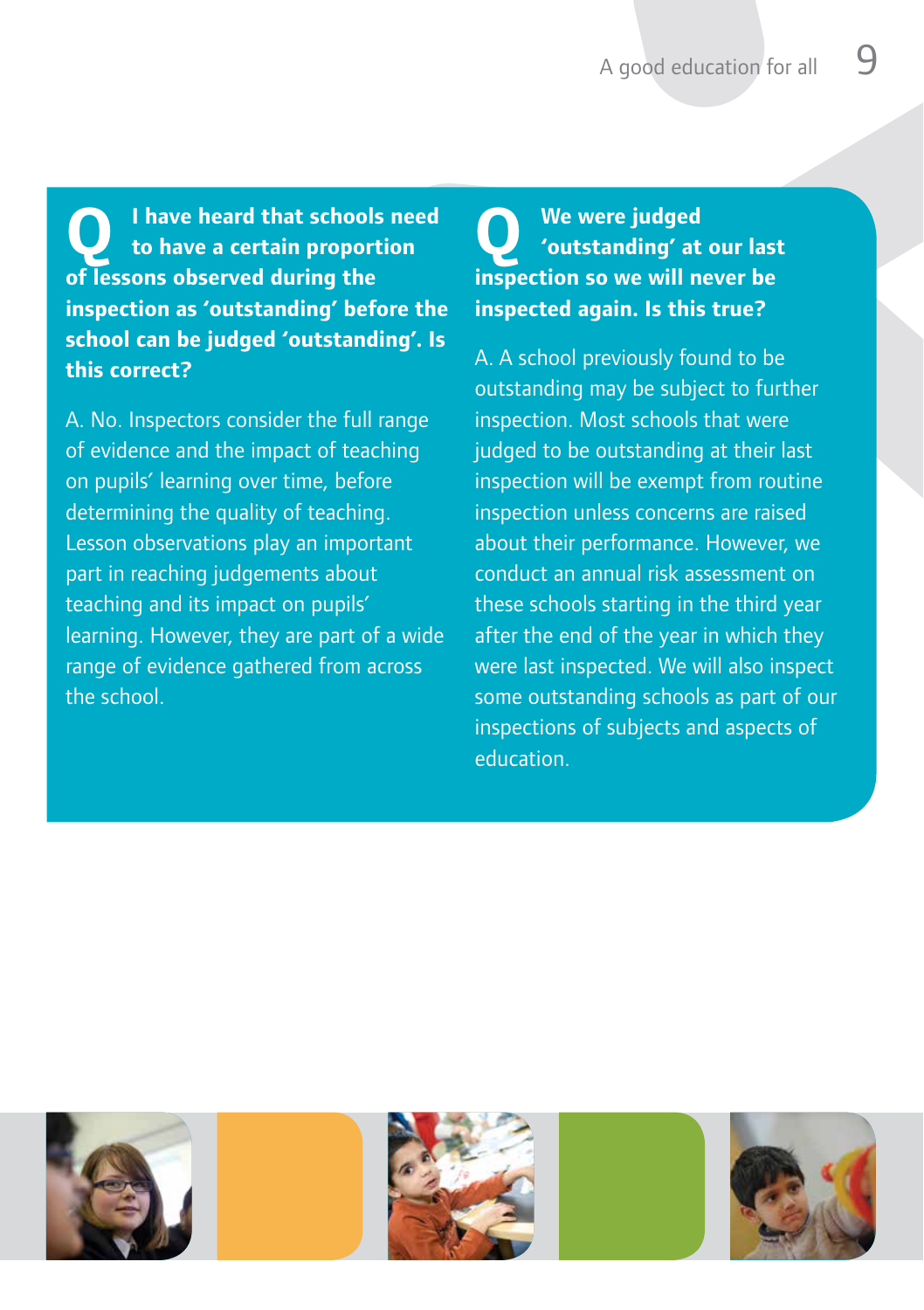**Q I have heard that schools need to have a certain proportion of lessons observed during the inspection as 'outstanding' before the school can be judged 'outstanding'. Is this correct?**

A. No. Inspectors consider the full range of evidence and the impact of teaching on pupils' learning over time, before determining the quality of teaching. Lesson observations play an important part in reaching judgements about teaching and its impact on pupils' learning. However, they are part of a wide range of evidence gathered from across the school.

**Q We were judged 'outstanding' at our last inspection so we will never be inspected again. Is this true?**

A. A school previously found to be outstanding may be subject to further inspection. Most schools that were judged to be outstanding at their last inspection will be exempt from routine inspection unless concerns are raised about their performance. However, we conduct an annual risk assessment on these schools starting in the third year after the end of the year in which they were last inspected. We will also inspect some outstanding schools as part of our inspections of subjects and aspects of education.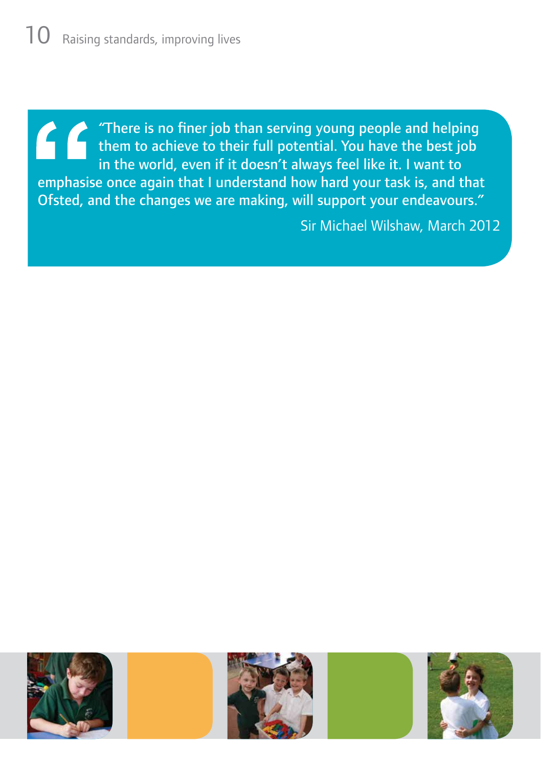> "There is no finer job than serving young people and helping them to achieve to their full potential. You have the best job in the world, even if it doesn't always feel like it. I want to emphasise once again that I understand how hard your task is, and that Ofsted, and the changes we are making, will support your endeavours."
>
> Sir Michael Wilshaw, March 2012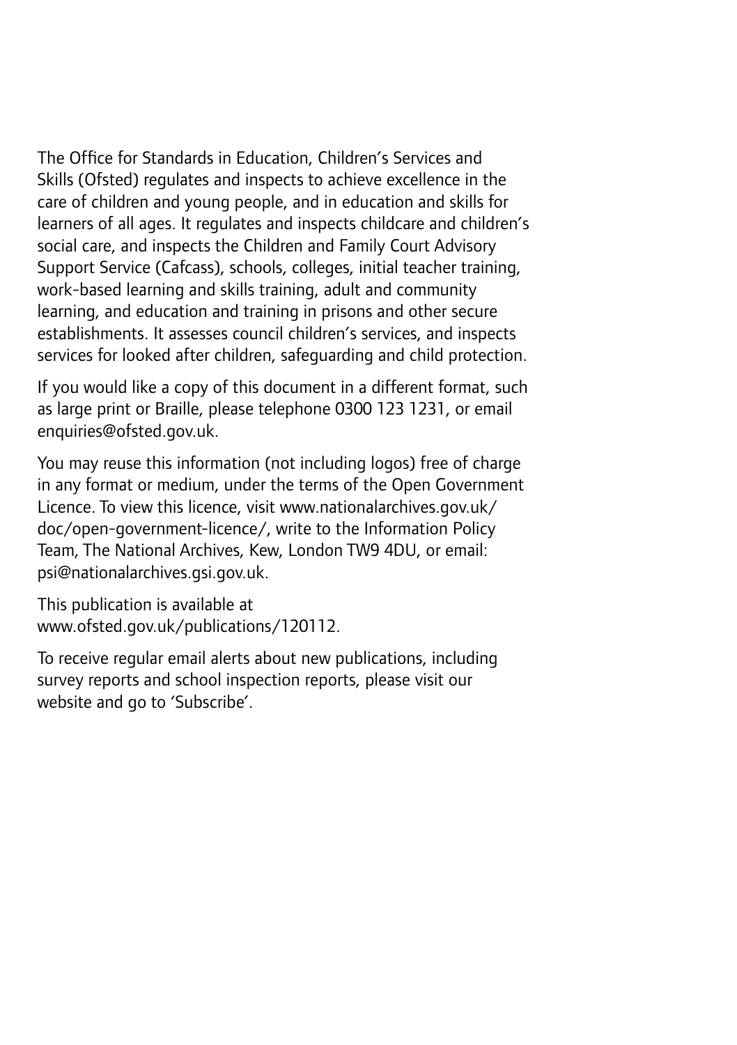The Office for Standards in Education, Children's Services and Skills (Ofsted) regulates and inspects to achieve excellence in the care of children and young people, and in education and skills for learners of all ages. It regulates and inspects childcare and children's social care, and inspects the Children and Family Court Advisory Support Service (Cafcass), schools, colleges, initial teacher training, work-based learning and skills training, adult and community learning, and education and training in prisons and other secure establishments. It assesses council children's services, and inspects services for looked after children, safeguarding and child protection.

If you would like a copy of this document in a different format, such as large print or Braille, please telephone 0300 123 1231, or email enquiries@ofsted.gov.uk.

You may reuse this information (not including logos) free of charge in any format or medium, under the terms of the Open Government Licence. To view this licence, visit www.nationalarchives.gov.uk/doc/open-government-licence/, write to the Information Policy Team, The National Archives, Kew, London TW9 4DU, or email: psi@nationalarchives.gsi.gov.uk.

This publication is available at www.ofsted.gov.uk/publications/120112.

To receive regular email alerts about new publications, including survey reports and school inspection reports, please visit our website and go to 'Subscribe'.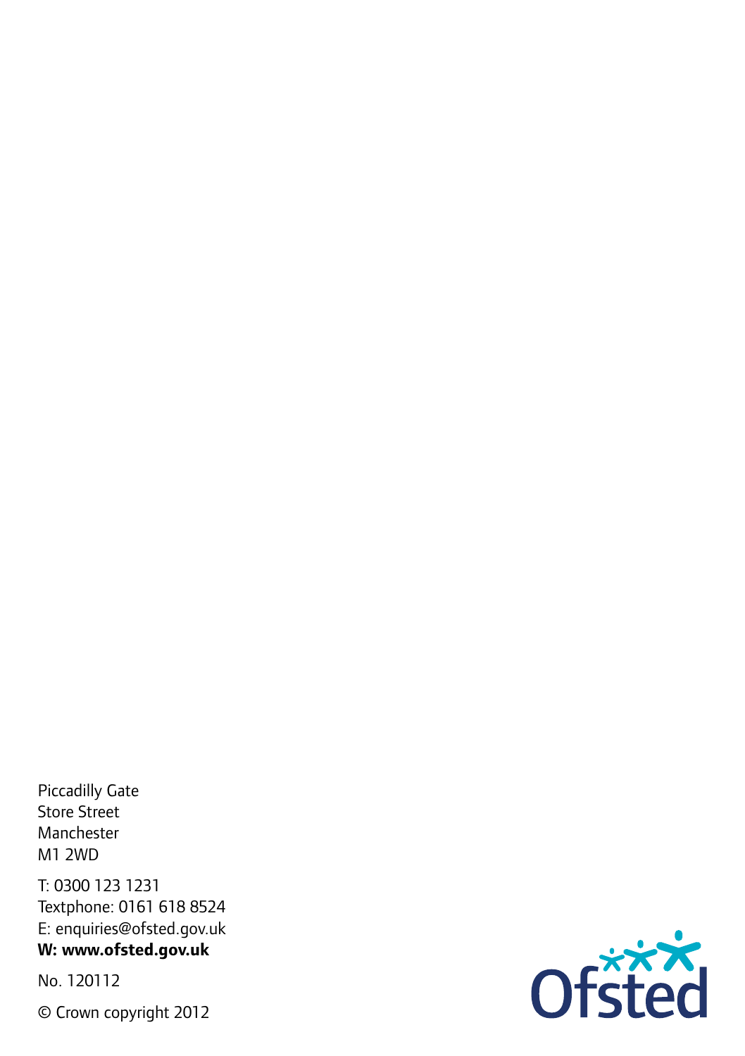Piccadilly Gate
Store Street
Manchester
M1 2WD

T: 0300 123 1231
Textphone: 0161 618 8524
E: enquiries@ofsted.gov.uk
**W: www.ofsted.gov.uk**

No. 120112

© Crown copyright 2012

Ofsted